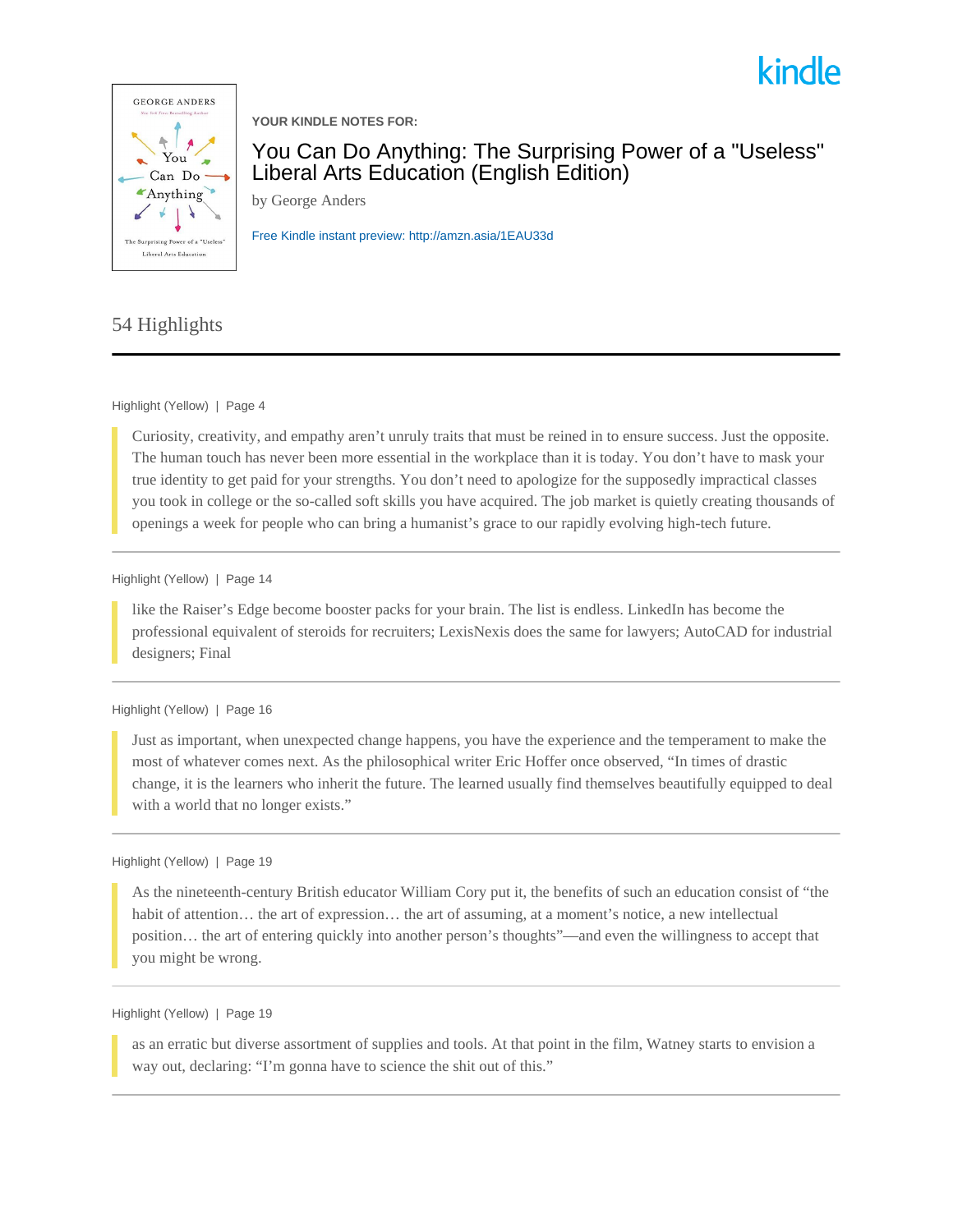kindle

YOUR KINDLE NOTES FOR:

# You Can Do Anything: The Surprising Power of a "Useless" Liberal Arts Education (English Edition)

by George Anders

Free Kindle instant preview: http://amzn.asia/1EAU33d

## 54 Highlights

---

Highlight (Yellow) | Page 4

> Curiosity, creativity, and empathy aren't unruly traits that must be reined in to ensure success. Just the opposite. The human touch has never been more essential in the workplace than it is today. You don't have to mask your true identity to get paid for your strengths. You don't need to apologize for the supposedly impractical classes you took in college or the so-called soft skills you have acquired. The job market is quietly creating thousands of openings a week for people who can bring a humanist's grace to our rapidly evolving high-tech future.

---

Highlight (Yellow) | Page 14

> like the Raiser's Edge become booster packs for your brain. The list is endless. LinkedIn has become the professional equivalent of steroids for recruiters; LexisNexis does the same for lawyers; AutoCAD for industrial designers; Final

---

Highlight (Yellow) | Page 16

> Just as important, when unexpected change happens, you have the experience and the temperament to make the most of whatever comes next. As the philosophical writer Eric Hoffer once observed, "In times of drastic change, it is the learners who inherit the future. The learned usually find themselves beautifully equipped to deal with a world that no longer exists."

---

Highlight (Yellow) | Page 19

> As the nineteenth-century British educator William Cory put it, the benefits of such an education consist of "the habit of attention… the art of expression… the art of assuming, at a moment's notice, a new intellectual position… the art of entering quickly into another person's thoughts"—and even the willingness to accept that you might be wrong.

---

Highlight (Yellow) | Page 19

> as an erratic but diverse assortment of supplies and tools. At that point in the film, Watney starts to envision a way out, declaring: "I'm gonna have to science the shit out of this."

---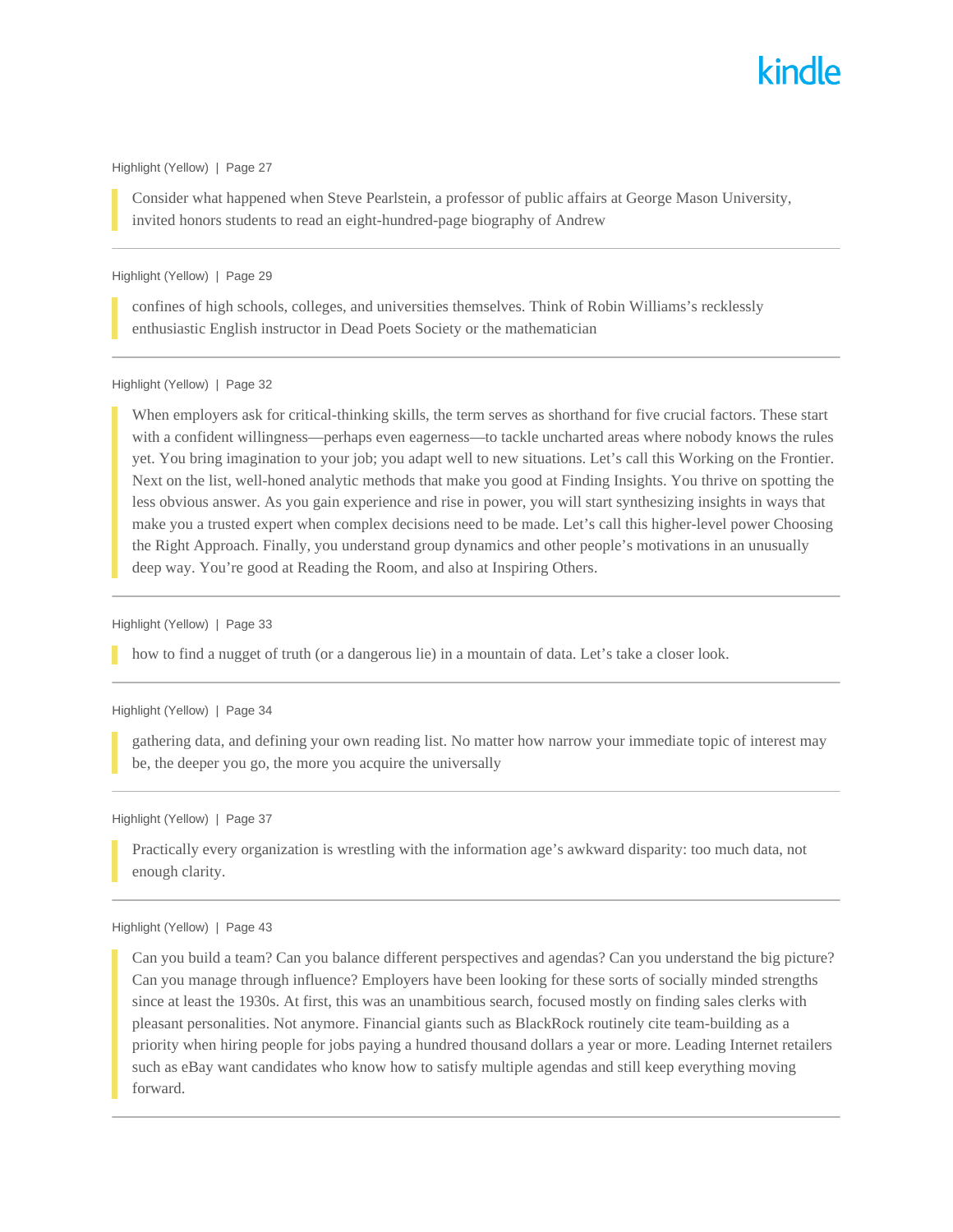Highlight (Yellow) | Page 27

> Consider what happened when Steve Pearlstein, a professor of public affairs at George Mason University, invited honors students to read an eight-hundred-page biography of Andrew

---

Highlight (Yellow) | Page 29

> confines of high schools, colleges, and universities themselves. Think of Robin Williams's recklessly enthusiastic English instructor in Dead Poets Society or the mathematician

---

Highlight (Yellow) | Page 32

> When employers ask for critical-thinking skills, the term serves as shorthand for five crucial factors. These start with a confident willingness—perhaps even eagerness—to tackle uncharted areas where nobody knows the rules yet. You bring imagination to your job; you adapt well to new situations. Let's call this Working on the Frontier. Next on the list, well-honed analytic methods that make you good at Finding Insights. You thrive on spotting the less obvious answer. As you gain experience and rise in power, you will start synthesizing insights in ways that make you a trusted expert when complex decisions need to be made. Let's call this higher-level power Choosing the Right Approach. Finally, you understand group dynamics and other people's motivations in an unusually deep way. You're good at Reading the Room, and also at Inspiring Others.

---

Highlight (Yellow) | Page 33

> how to find a nugget of truth (or a dangerous lie) in a mountain of data. Let's take a closer look.

---

Highlight (Yellow) | Page 34

> gathering data, and defining your own reading list. No matter how narrow your immediate topic of interest may be, the deeper you go, the more you acquire the universally

---

Highlight (Yellow) | Page 37

> Practically every organization is wrestling with the information age's awkward disparity: too much data, not enough clarity.

---

Highlight (Yellow) | Page 43

> Can you build a team? Can you balance different perspectives and agendas? Can you understand the big picture? Can you manage through influence? Employers have been looking for these sorts of socially minded strengths since at least the 1930s. At first, this was an unambitious search, focused mostly on finding sales clerks with pleasant personalities. Not anymore. Financial giants such as BlackRock routinely cite team-building as a priority when hiring people for jobs paying a hundred thousand dollars a year or more. Leading Internet retailers such as eBay want candidates who know how to satisfy multiple agendas and still keep everything moving forward.

---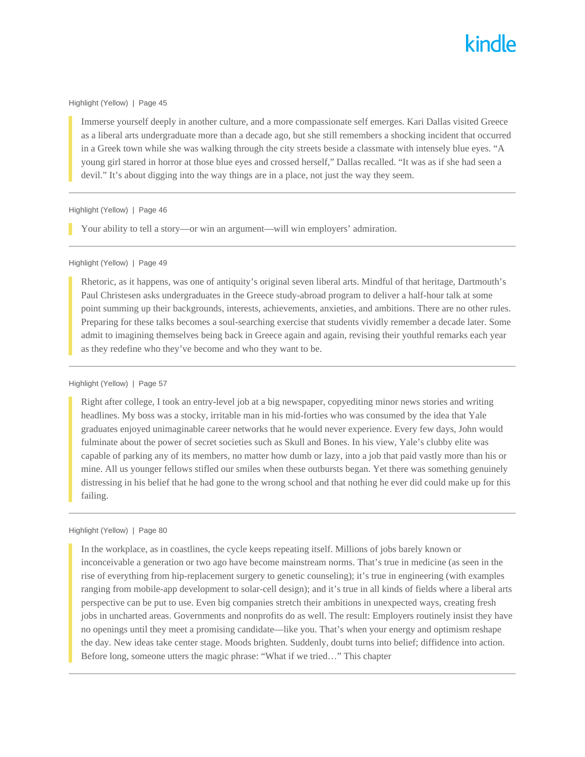Highlight (Yellow) | Page 45

> Immerse yourself deeply in another culture, and a more compassionate self emerges. Kari Dallas visited Greece as a liberal arts undergraduate more than a decade ago, but she still remembers a shocking incident that occurred in a Greek town while she was walking through the city streets beside a classmate with intensely blue eyes. “A young girl stared in horror at those blue eyes and crossed herself,” Dallas recalled. “It was as if she had seen a devil.” It’s about digging into the way things are in a place, not just the way they seem.

---

Highlight (Yellow) | Page 46

> Your ability to tell a story—or win an argument—will win employers’ admiration.

---

Highlight (Yellow) | Page 49

> Rhetoric, as it happens, was one of antiquity’s original seven liberal arts. Mindful of that heritage, Dartmouth’s Paul Christesen asks undergraduates in the Greece study-abroad program to deliver a half-hour talk at some point summing up their backgrounds, interests, achievements, anxieties, and ambitions. There are no other rules. Preparing for these talks becomes a soul-searching exercise that students vividly remember a decade later. Some admit to imagining themselves being back in Greece again and again, revising their youthful remarks each year as they redefine who they’ve become and who they want to be.

---

Highlight (Yellow) | Page 57

> Right after college, I took an entry-level job at a big newspaper, copyediting minor news stories and writing headlines. My boss was a stocky, irritable man in his mid-forties who was consumed by the idea that Yale graduates enjoyed unimaginable career networks that he would never experience. Every few days, John would fulminate about the power of secret societies such as Skull and Bones. In his view, Yale’s clubby elite was capable of parking any of its members, no matter how dumb or lazy, into a job that paid vastly more than his or mine. All us younger fellows stifled our smiles when these outbursts began. Yet there was something genuinely distressing in his belief that he had gone to the wrong school and that nothing he ever did could make up for this failing.

---

Highlight (Yellow) | Page 80

> In the workplace, as in coastlines, the cycle keeps repeating itself. Millions of jobs barely known or inconceivable a generation or two ago have become mainstream norms. That’s true in medicine (as seen in the rise of everything from hip-replacement surgery to genetic counseling); it’s true in engineering (with examples ranging from mobile-app development to solar-cell design); and it’s true in all kinds of fields where a liberal arts perspective can be put to use. Even big companies stretch their ambitions in unexpected ways, creating fresh jobs in uncharted areas. Governments and nonprofits do as well. The result: Employers routinely insist they have no openings until they meet a promising candidate—like you. That’s when your energy and optimism reshape the day. New ideas take center stage. Moods brighten. Suddenly, doubt turns into belief; diffidence into action. Before long, someone utters the magic phrase: “What if we tried…” This chapter

---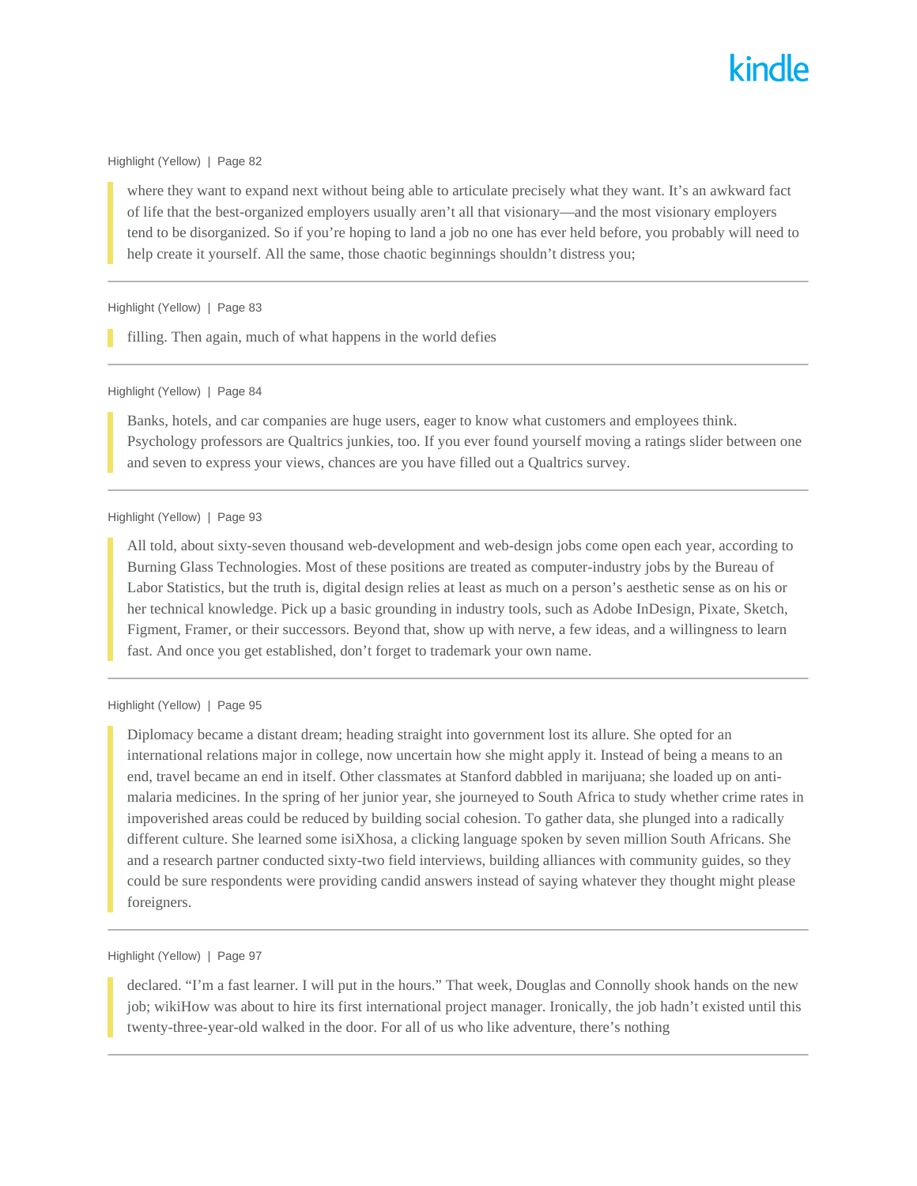Highlight (Yellow) | Page 82

> where they want to expand next without being able to articulate precisely what they want. It's an awkward fact of life that the best-organized employers usually aren't all that visionary—and the most visionary employers tend to be disorganized. So if you're hoping to land a job no one has ever held before, you probably will need to help create it yourself. All the same, those chaotic beginnings shouldn't distress you;

---

Highlight (Yellow) | Page 83

> filling. Then again, much of what happens in the world defies

---

Highlight (Yellow) | Page 84

> Banks, hotels, and car companies are huge users, eager to know what customers and employees think. Psychology professors are Qualtrics junkies, too. If you ever found yourself moving a ratings slider between one and seven to express your views, chances are you have filled out a Qualtrics survey.

---

Highlight (Yellow) | Page 93

> All told, about sixty-seven thousand web-development and web-design jobs come open each year, according to Burning Glass Technologies. Most of these positions are treated as computer-industry jobs by the Bureau of Labor Statistics, but the truth is, digital design relies at least as much on a person's aesthetic sense as on his or her technical knowledge. Pick up a basic grounding in industry tools, such as Adobe InDesign, Pixate, Sketch, Figment, Framer, or their successors. Beyond that, show up with nerve, a few ideas, and a willingness to learn fast. And once you get established, don't forget to trademark your own name.

---

Highlight (Yellow) | Page 95

> Diplomacy became a distant dream; heading straight into government lost its allure. She opted for an international relations major in college, now uncertain how she might apply it. Instead of being a means to an end, travel became an end in itself. Other classmates at Stanford dabbled in marijuana; she loaded up on anti-malaria medicines. In the spring of her junior year, she journeyed to South Africa to study whether crime rates in impoverished areas could be reduced by building social cohesion. To gather data, she plunged into a radically different culture. She learned some isiXhosa, a clicking language spoken by seven million South Africans. She and a research partner conducted sixty-two field interviews, building alliances with community guides, so they could be sure respondents were providing candid answers instead of saying whatever they thought might please foreigners.

---

Highlight (Yellow) | Page 97

> declared. "I'm a fast learner. I will put in the hours." That week, Douglas and Connolly shook hands on the new job; wikiHow was about to hire its first international project manager. Ironically, the job hadn't existed until this twenty-three-year-old walked in the door. For all of us who like adventure, there's nothing

---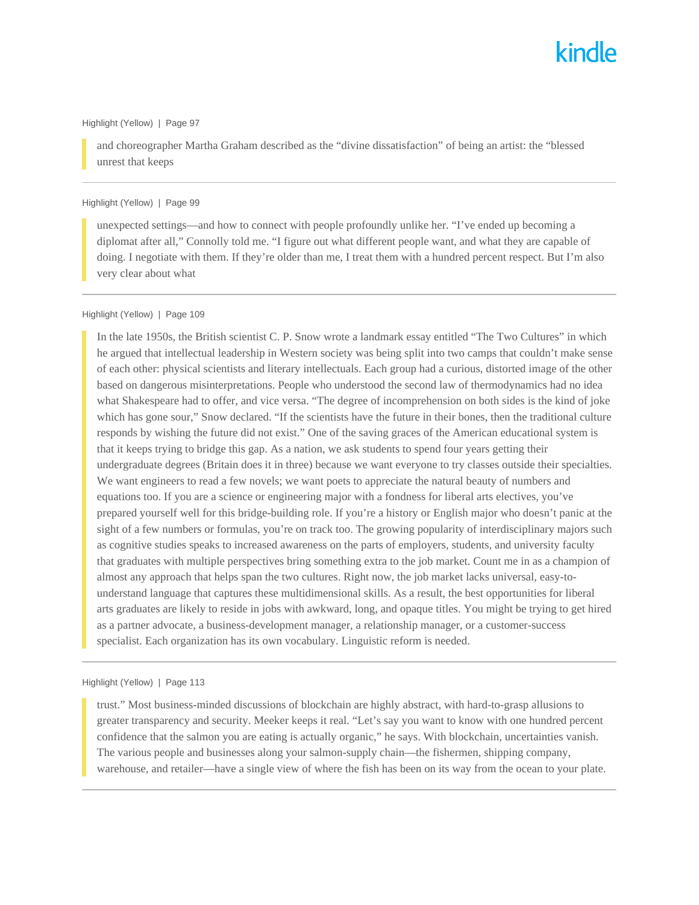Highlight (Yellow) | Page 97

> and choreographer Martha Graham described as the "divine dissatisfaction" of being an artist: the "blessed unrest that keeps

---

Highlight (Yellow) | Page 99

> unexpected settings—and how to connect with people profoundly unlike her. "I've ended up becoming a diplomat after all," Connolly told me. "I figure out what different people want, and what they are capable of doing. I negotiate with them. If they're older than me, I treat them with a hundred percent respect. But I'm also very clear about what

---

Highlight (Yellow) | Page 109

> In the late 1950s, the British scientist C. P. Snow wrote a landmark essay entitled "The Two Cultures" in which he argued that intellectual leadership in Western society was being split into two camps that couldn't make sense of each other: physical scientists and literary intellectuals. Each group had a curious, distorted image of the other based on dangerous misinterpretations. People who understood the second law of thermodynamics had no idea what Shakespeare had to offer, and vice versa. "The degree of incomprehension on both sides is the kind of joke which has gone sour," Snow declared. "If the scientists have the future in their bones, then the traditional culture responds by wishing the future did not exist." One of the saving graces of the American educational system is that it keeps trying to bridge this gap. As a nation, we ask students to spend four years getting their undergraduate degrees (Britain does it in three) because we want everyone to try classes outside their specialties. We want engineers to read a few novels; we want poets to appreciate the natural beauty of numbers and equations too. If you are a science or engineering major with a fondness for liberal arts electives, you've prepared yourself well for this bridge-building role. If you're a history or English major who doesn't panic at the sight of a few numbers or formulas, you're on track too. The growing popularity of interdisciplinary majors such as cognitive studies speaks to increased awareness on the parts of employers, students, and university faculty that graduates with multiple perspectives bring something extra to the job market. Count me in as a champion of almost any approach that helps span the two cultures. Right now, the job market lacks universal, easy-to-understand language that captures these multidimensional skills. As a result, the best opportunities for liberal arts graduates are likely to reside in jobs with awkward, long, and opaque titles. You might be trying to get hired as a partner advocate, a business-development manager, a relationship manager, or a customer-success specialist. Each organization has its own vocabulary. Linguistic reform is needed.

---

Highlight (Yellow) | Page 113

> trust." Most business-minded discussions of blockchain are highly abstract, with hard-to-grasp allusions to greater transparency and security. Meeker keeps it real. "Let's say you want to know with one hundred percent confidence that the salmon you are eating is actually organic," he says. With blockchain, uncertainties vanish. The various people and businesses along your salmon-supply chain—the fishermen, shipping company, warehouse, and retailer—have a single view of where the fish has been on its way from the ocean to your plate.

---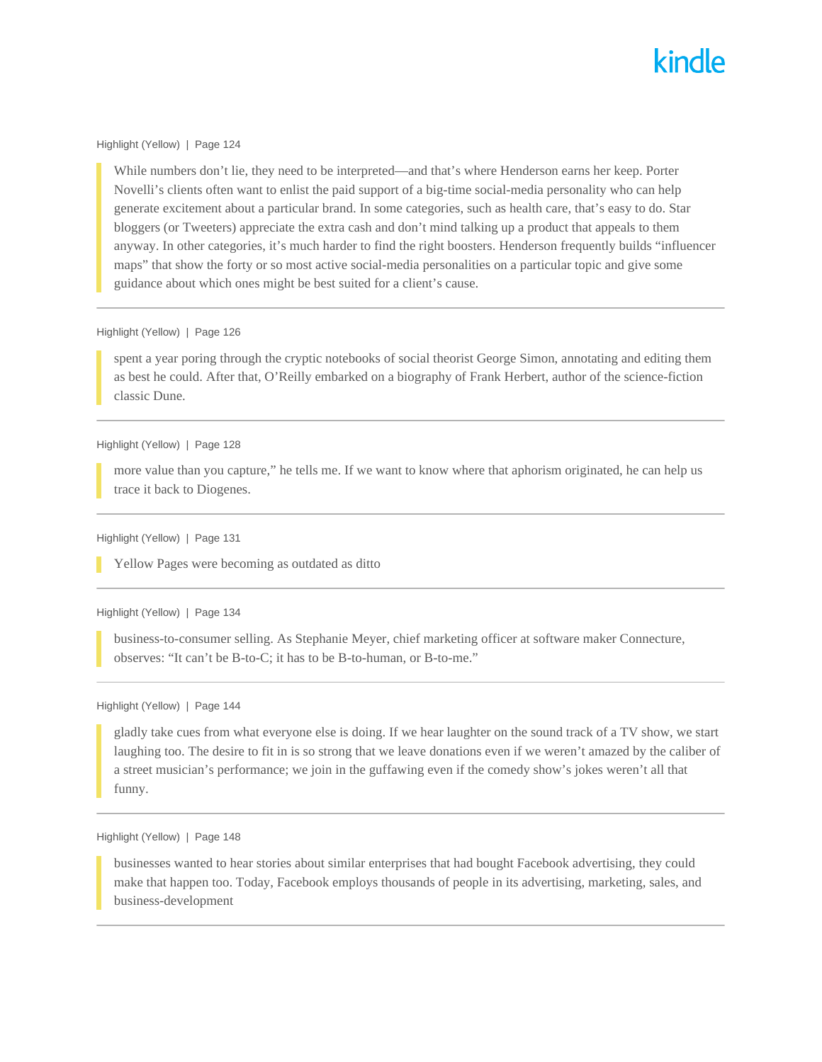Highlight (Yellow) | Page 124

> While numbers don't lie, they need to be interpreted—and that's where Henderson earns her keep. Porter Novelli's clients often want to enlist the paid support of a big-time social-media personality who can help generate excitement about a particular brand. In some categories, such as health care, that's easy to do. Star bloggers (or Tweeters) appreciate the extra cash and don't mind talking up a product that appeals to them anyway. In other categories, it's much harder to find the right boosters. Henderson frequently builds "influencer maps" that show the forty or so most active social-media personalities on a particular topic and give some guidance about which ones might be best suited for a client's cause.

---

Highlight (Yellow) | Page 126

> spent a year poring through the cryptic notebooks of social theorist George Simon, annotating and editing them as best he could. After that, O'Reilly embarked on a biography of Frank Herbert, author of the science-fiction classic Dune.

---

Highlight (Yellow) | Page 128

> more value than you capture," he tells me. If we want to know where that aphorism originated, he can help us trace it back to Diogenes.

---

Highlight (Yellow) | Page 131

> Yellow Pages were becoming as outdated as ditto

---

Highlight (Yellow) | Page 134

> business-to-consumer selling. As Stephanie Meyer, chief marketing officer at software maker Connecture, observes: "It can't be B-to-C; it has to be B-to-human, or B-to-me."

---

Highlight (Yellow) | Page 144

> gladly take cues from what everyone else is doing. If we hear laughter on the sound track of a TV show, we start laughing too. The desire to fit in is so strong that we leave donations even if we weren't amazed by the caliber of a street musician's performance; we join in the guffawing even if the comedy show's jokes weren't all that funny.

---

Highlight (Yellow) | Page 148

> businesses wanted to hear stories about similar enterprises that had bought Facebook advertising, they could make that happen too. Today, Facebook employs thousands of people in its advertising, marketing, sales, and business-development

---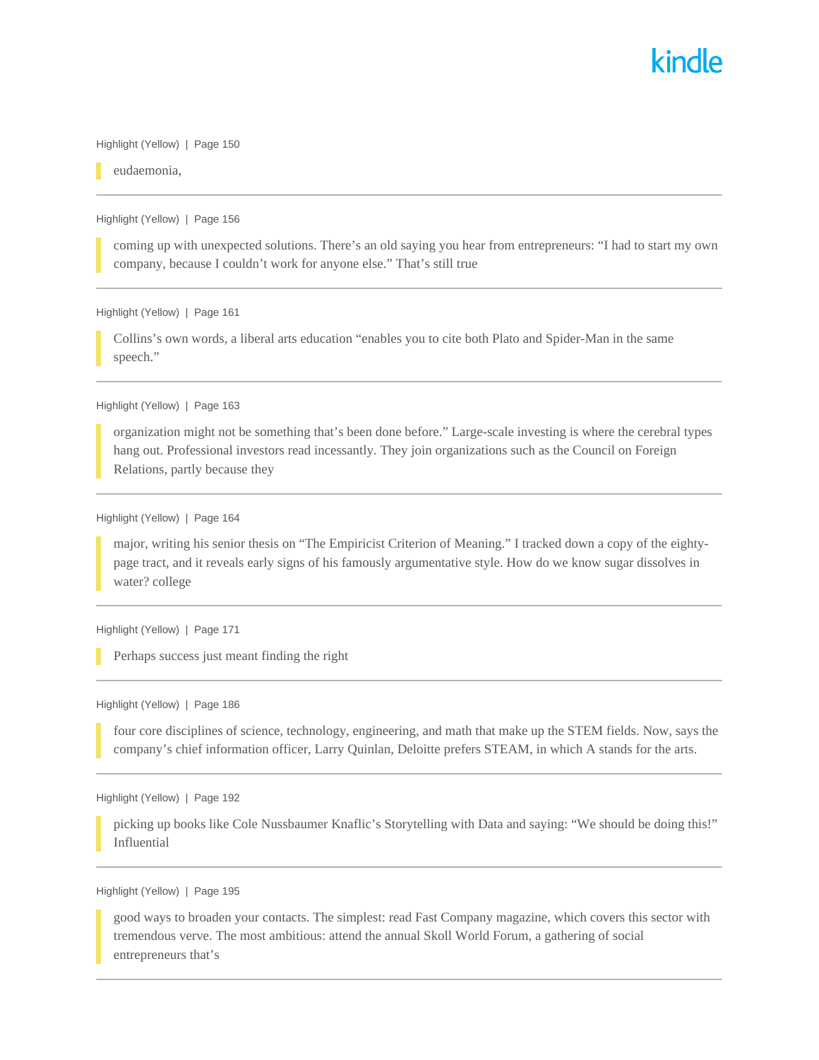Highlight (Yellow) | Page 150

> eudaemonia,

---

Highlight (Yellow) | Page 156

> coming up with unexpected solutions. There's an old saying you hear from entrepreneurs: "I had to start my own company, because I couldn't work for anyone else." That's still true

---

Highlight (Yellow) | Page 161

> Collins's own words, a liberal arts education "enables you to cite both Plato and Spider-Man in the same speech."

---

Highlight (Yellow) | Page 163

> organization might not be something that's been done before." Large-scale investing is where the cerebral types hang out. Professional investors read incessantly. They join organizations such as the Council on Foreign Relations, partly because they

---

Highlight (Yellow) | Page 164

> major, writing his senior thesis on "The Empiricist Criterion of Meaning." I tracked down a copy of the eighty-page tract, and it reveals early signs of his famously argumentative style. How do we know sugar dissolves in water? college

---

Highlight (Yellow) | Page 171

> Perhaps success just meant finding the right

---

Highlight (Yellow) | Page 186

> four core disciplines of science, technology, engineering, and math that make up the STEM fields. Now, says the company's chief information officer, Larry Quinlan, Deloitte prefers STEAM, in which A stands for the arts.

---

Highlight (Yellow) | Page 192

> picking up books like Cole Nussbaumer Knaflic's Storytelling with Data and saying: "We should be doing this!" Influential

---

Highlight (Yellow) | Page 195

> good ways to broaden your contacts. The simplest: read Fast Company magazine, which covers this sector with tremendous verve. The most ambitious: attend the annual Skoll World Forum, a gathering of social entrepreneurs that's

---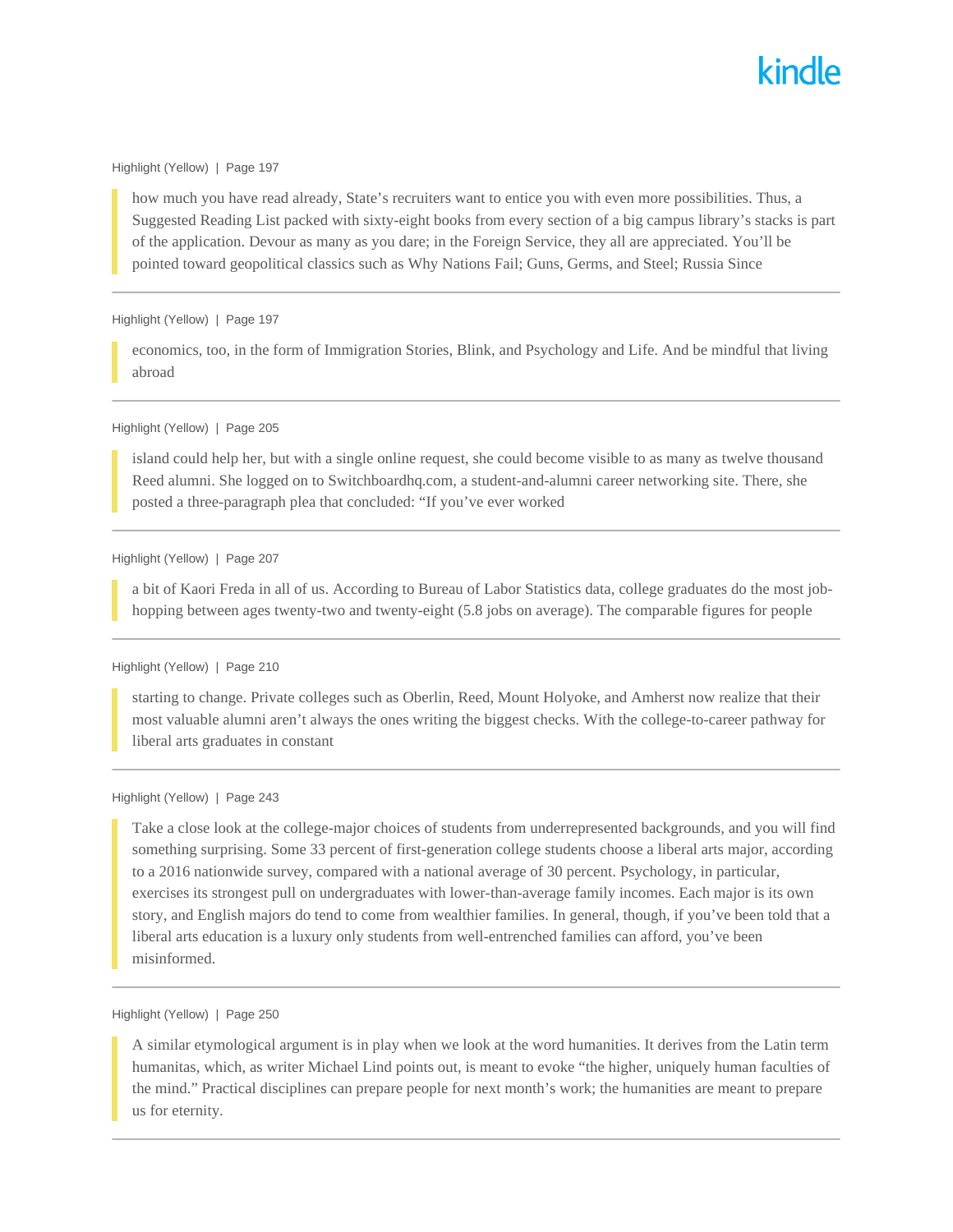Highlight (Yellow) | Page 197

> how much you have read already, State's recruiters want to entice you with even more possibilities. Thus, a Suggested Reading List packed with sixty-eight books from every section of a big campus library's stacks is part of the application. Devour as many as you dare; in the Foreign Service, they all are appreciated. You'll be pointed toward geopolitical classics such as Why Nations Fail; Guns, Germs, and Steel; Russia Since

---

Highlight (Yellow) | Page 197

> economics, too, in the form of Immigration Stories, Blink, and Psychology and Life. And be mindful that living abroad

---

Highlight (Yellow) | Page 205

> island could help her, but with a single online request, she could become visible to as many as twelve thousand Reed alumni. She logged on to Switchboardhq.com, a student-and-alumni career networking site. There, she posted a three-paragraph plea that concluded: "If you've ever worked

---

Highlight (Yellow) | Page 207

> a bit of Kaori Freda in all of us. According to Bureau of Labor Statistics data, college graduates do the most job-hopping between ages twenty-two and twenty-eight (5.8 jobs on average). The comparable figures for people

---

Highlight (Yellow) | Page 210

> starting to change. Private colleges such as Oberlin, Reed, Mount Holyoke, and Amherst now realize that their most valuable alumni aren't always the ones writing the biggest checks. With the college-to-career pathway for liberal arts graduates in constant

---

Highlight (Yellow) | Page 243

> Take a close look at the college-major choices of students from underrepresented backgrounds, and you will find something surprising. Some 33 percent of first-generation college students choose a liberal arts major, according to a 2016 nationwide survey, compared with a national average of 30 percent. Psychology, in particular, exercises its strongest pull on undergraduates with lower-than-average family incomes. Each major is its own story, and English majors do tend to come from wealthier families. In general, though, if you've been told that a liberal arts education is a luxury only students from well-entrenched families can afford, you've been misinformed.

---

Highlight (Yellow) | Page 250

> A similar etymological argument is in play when we look at the word humanities. It derives from the Latin term humanitas, which, as writer Michael Lind points out, is meant to evoke "the higher, uniquely human faculties of the mind." Practical disciplines can prepare people for next month's work; the humanities are meant to prepare us for eternity.

---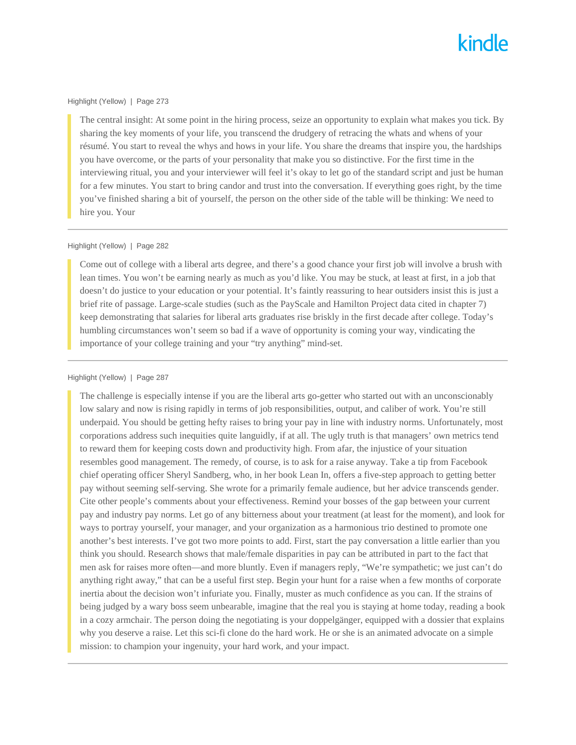Highlight (Yellow) | Page 273

> The central insight: At some point in the hiring process, seize an opportunity to explain what makes you tick. By sharing the key moments of your life, you transcend the drudgery of retracing the whats and whens of your résumé. You start to reveal the whys and hows in your life. You share the dreams that inspire you, the hardships you have overcome, or the parts of your personality that make you so distinctive. For the first time in the interviewing ritual, you and your interviewer will feel it's okay to let go of the standard script and just be human for a few minutes. You start to bring candor and trust into the conversation. If everything goes right, by the time you've finished sharing a bit of yourself, the person on the other side of the table will be thinking: We need to hire you. Your

---

Highlight (Yellow) | Page 282

> Come out of college with a liberal arts degree, and there's a good chance your first job will involve a brush with lean times. You won't be earning nearly as much as you'd like. You may be stuck, at least at first, in a job that doesn't do justice to your education or your potential. It's faintly reassuring to hear outsiders insist this is just a brief rite of passage. Large-scale studies (such as the PayScale and Hamilton Project data cited in chapter 7) keep demonstrating that salaries for liberal arts graduates rise briskly in the first decade after college. Today's humbling circumstances won't seem so bad if a wave of opportunity is coming your way, vindicating the importance of your college training and your "try anything" mind-set.

---

Highlight (Yellow) | Page 287

> The challenge is especially intense if you are the liberal arts go-getter who started out with an unconscionably low salary and now is rising rapidly in terms of job responsibilities, output, and caliber of work. You're still underpaid. You should be getting hefty raises to bring your pay in line with industry norms. Unfortunately, most corporations address such inequities quite languidly, if at all. The ugly truth is that managers' own metrics tend to reward them for keeping costs down and productivity high. From afar, the injustice of your situation resembles good management. The remedy, of course, is to ask for a raise anyway. Take a tip from Facebook chief operating officer Sheryl Sandberg, who, in her book Lean In, offers a five-step approach to getting better pay without seeming self-serving. She wrote for a primarily female audience, but her advice transcends gender. Cite other people's comments about your effectiveness. Remind your bosses of the gap between your current pay and industry pay norms. Let go of any bitterness about your treatment (at least for the moment), and look for ways to portray yourself, your manager, and your organization as a harmonious trio destined to promote one another's best interests. I've got two more points to add. First, start the pay conversation a little earlier than you think you should. Research shows that male/female disparities in pay can be attributed in part to the fact that men ask for raises more often—and more bluntly. Even if managers reply, "We're sympathetic; we just can't do anything right away," that can be a useful first step. Begin your hunt for a raise when a few months of corporate inertia about the decision won't infuriate you. Finally, muster as much confidence as you can. If the strains of being judged by a wary boss seem unbearable, imagine that the real you is staying at home today, reading a book in a cozy armchair. The person doing the negotiating is your doppelgänger, equipped with a dossier that explains why you deserve a raise. Let this sci-fi clone do the hard work. He or she is an animated advocate on a simple mission: to champion your ingenuity, your hard work, and your impact.

---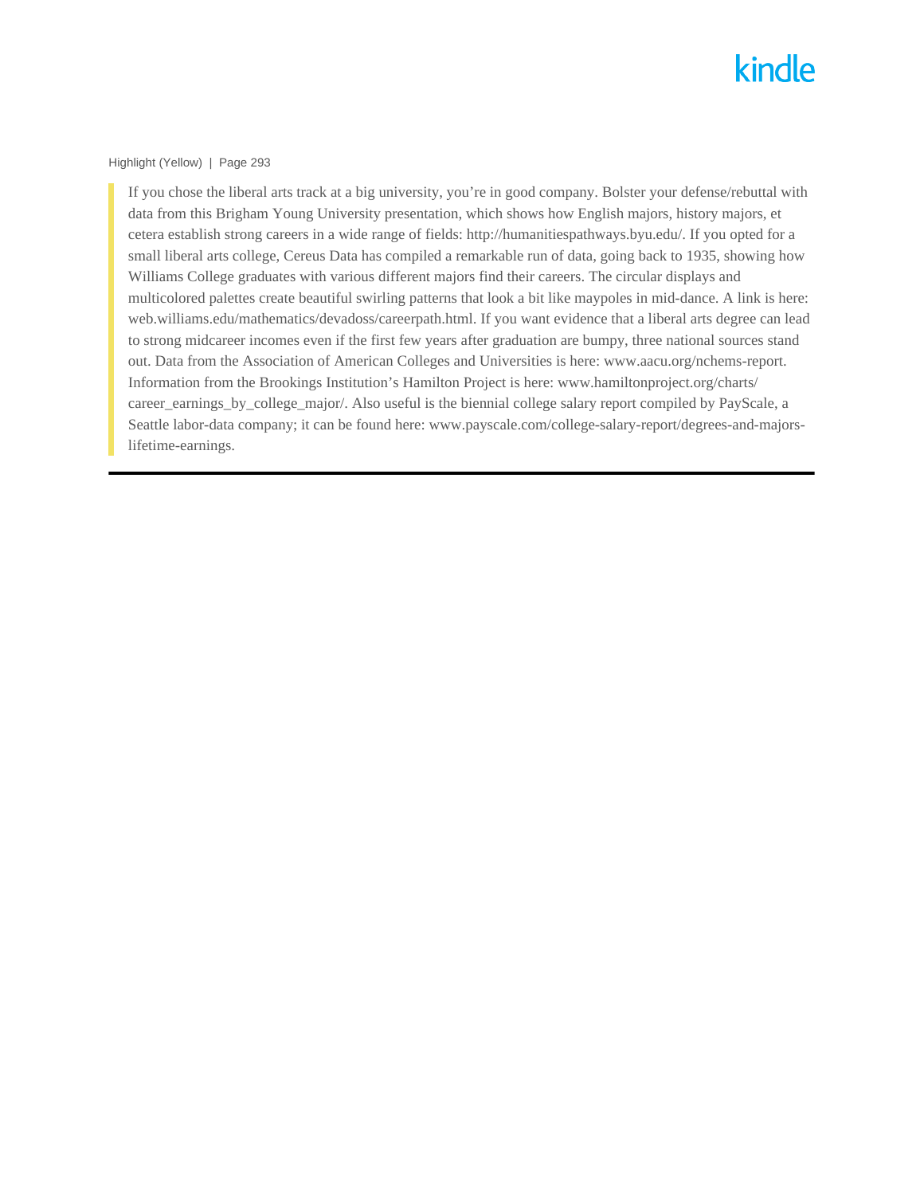Highlight (Yellow) | Page 293

If you chose the liberal arts track at a big university, you're in good company. Bolster your defense/rebuttal with data from this Brigham Young University presentation, which shows how English majors, history majors, et cetera establish strong careers in a wide range of fields: http://humanitiespathways.byu.edu/. If you opted for a small liberal arts college, Cereus Data has compiled a remarkable run of data, going back to 1935, showing how Williams College graduates with various different majors find their careers. The circular displays and multicolored palettes create beautiful swirling patterns that look a bit like maypoles in mid-dance. A link is here: web.williams.edu/mathematics/devadoss/careerpath.html. If you want evidence that a liberal arts degree can lead to strong midcareer incomes even if the first few years after graduation are bumpy, three national sources stand out. Data from the Association of American Colleges and Universities is here: www.aacu.org/nchems-report. Information from the Brookings Institution's Hamilton Project is here: www.hamiltonproject.org/charts/career_earnings_by_college_major/. Also useful is the biennial college salary report compiled by PayScale, a Seattle labor-data company; it can be found here: www.payscale.com/college-salary-report/degrees-and-majors-lifetime-earnings.